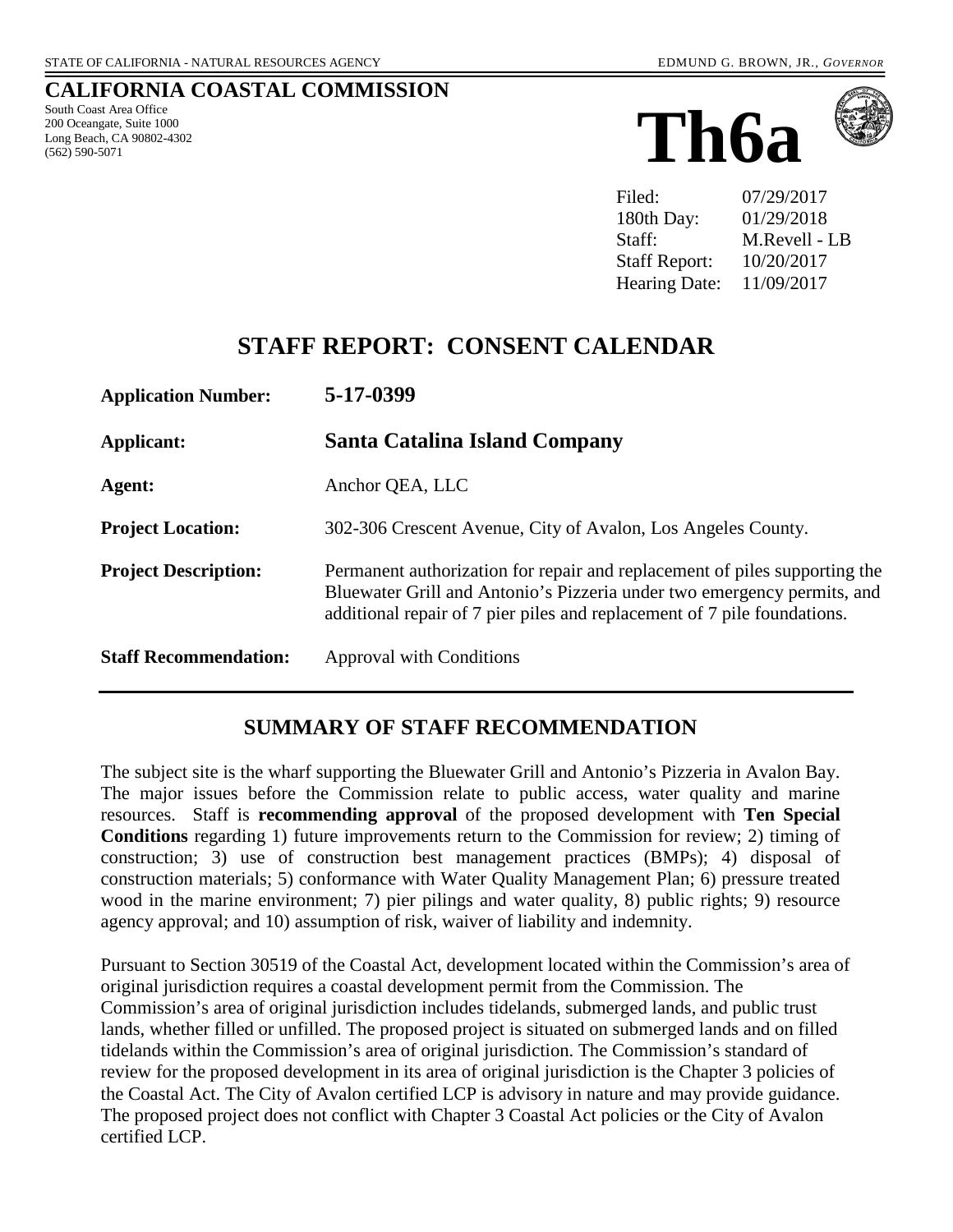STATE OF CALIFORNIA - NATURAL RESOURCES AGENCY EDMUND G. BROWN, JR., *GOVERNOR*

## CALIFORNIA COASTAL COMMISSION

South Coast Area Office
200 Oceangate, Suite 1000
Long Beach, CA 90802-4302
(562) 590-5071

# Th6a

| | |
|---|---|
| Filed: | 07/29/2017 |
| 180th Day: | 01/29/2018 |
| Staff: | M.Revell - LB |
| Staff Report: | 10/20/2017 |
| Hearing Date: | 11/09/2017 |

## STAFF REPORT: CONSENT CALENDAR

| | |
|---|---|
| **Application Number:** | **5-17-0399** |
| **Applicant:** | **Santa Catalina Island Company** |
| **Agent:** | Anchor QEA, LLC |
| **Project Location:** | 302-306 Crescent Avenue, City of Avalon, Los Angeles County. |
| **Project Description:** | Permanent authorization for repair and replacement of piles supporting the Bluewater Grill and Antonio's Pizzeria under two emergency permits, and additional repair of 7 pier piles and replacement of 7 pile foundations. |
| **Staff Recommendation:** | Approval with Conditions |

## SUMMARY OF STAFF RECOMMENDATION

The subject site is the wharf supporting the Bluewater Grill and Antonio's Pizzeria in Avalon Bay. The major issues before the Commission relate to public access, water quality and marine resources. Staff is **recommending approval** of the proposed development with **Ten Special Conditions** regarding 1) future improvements return to the Commission for review; 2) timing of construction; 3) use of construction best management practices (BMPs); 4) disposal of construction materials; 5) conformance with Water Quality Management Plan; 6) pressure treated wood in the marine environment; 7) pier pilings and water quality, 8) public rights; 9) resource agency approval; and 10) assumption of risk, waiver of liability and indemnity.

Pursuant to Section 30519 of the Coastal Act, development located within the Commission's area of original jurisdiction requires a coastal development permit from the Commission. The Commission's area of original jurisdiction includes tidelands, submerged lands, and public trust lands, whether filled or unfilled. The proposed project is situated on submerged lands and on filled tidelands within the Commission's area of original jurisdiction. The Commission's standard of review for the proposed development in its area of original jurisdiction is the Chapter 3 policies of the Coastal Act. The City of Avalon certified LCP is advisory in nature and may provide guidance. The proposed project does not conflict with Chapter 3 Coastal Act policies or the City of Avalon certified LCP.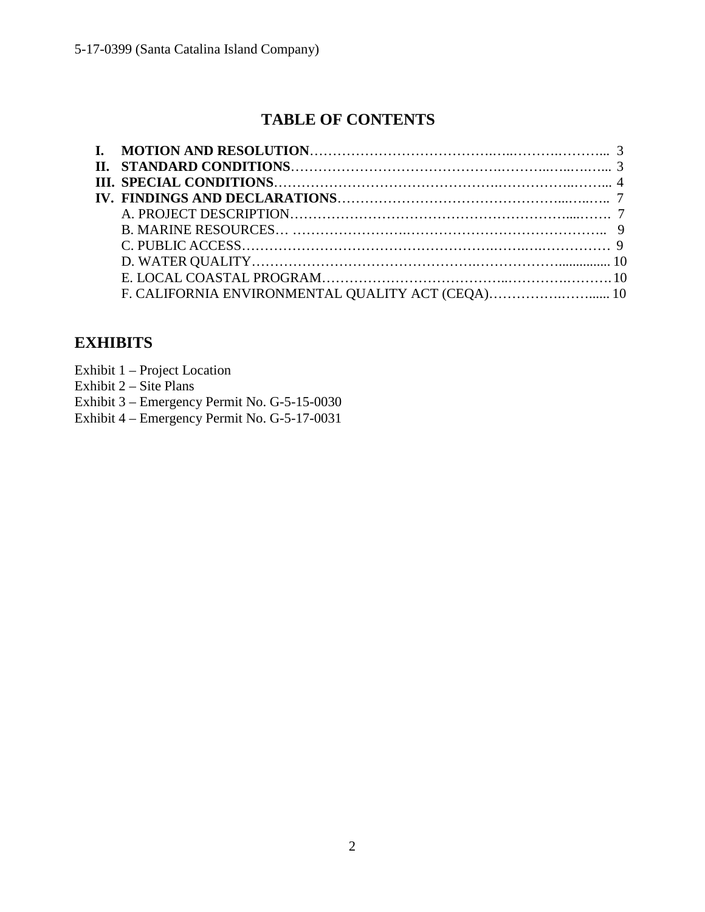## TABLE OF CONTENTS

**I. MOTION AND RESOLUTION** ........................................................ 3
**II. STANDARD CONDITIONS** ........................................................ 3
**III. SPECIAL CONDITIONS** ........................................................ 4
**IV. FINDINGS AND DECLARATIONS** ........................................................ 7
A. PROJECT DESCRIPTION ........................................................ 7
B. MARINE RESOURCES ........................................................ 9
C. PUBLIC ACCESS ........................................................ 9
D. WATER QUALITY ........................................................ 10
E. LOCAL COASTAL PROGRAM ........................................................ 10
F. CALIFORNIA ENVIRONMENTAL QUALITY ACT (CEQA) ........................................................ 10

## EXHIBITS

Exhibit 1 – Project Location
Exhibit 2 – Site Plans
Exhibit 3 – Emergency Permit No. G-5-15-0030
Exhibit 4 – Emergency Permit No. G-5-17-0031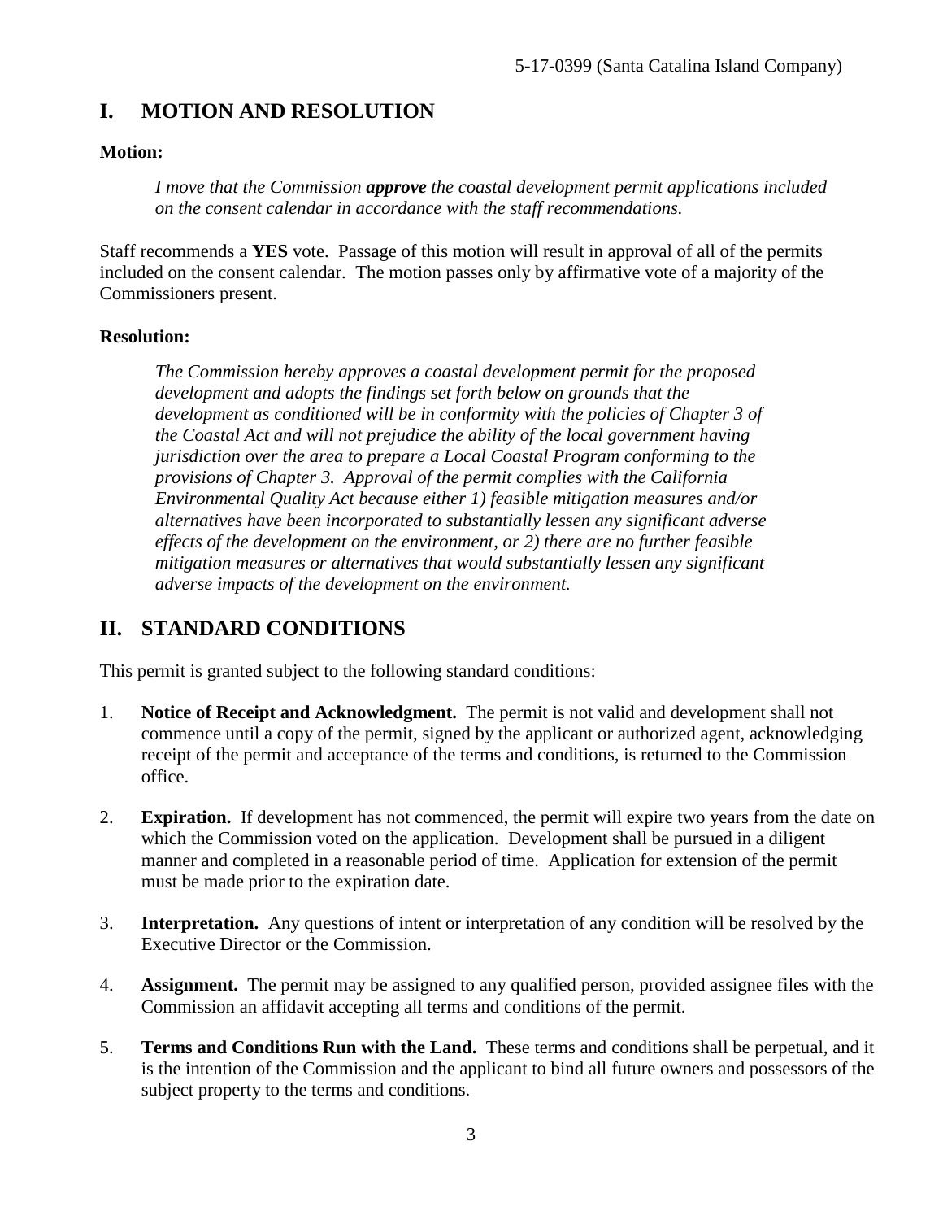## I. MOTION AND RESOLUTION

**Motion:**

> *I move that the Commission **approve** the coastal development permit applications included on the consent calendar in accordance with the staff recommendations.*

Staff recommends a **YES** vote. Passage of this motion will result in approval of all of the permits included on the consent calendar. The motion passes only by affirmative vote of a majority of the Commissioners present.

**Resolution:**

> *The Commission hereby approves a coastal development permit for the proposed development and adopts the findings set forth below on grounds that the development as conditioned will be in conformity with the policies of Chapter 3 of the Coastal Act and will not prejudice the ability of the local government having jurisdiction over the area to prepare a Local Coastal Program conforming to the provisions of Chapter 3. Approval of the permit complies with the California Environmental Quality Act because either 1) feasible mitigation measures and/or alternatives have been incorporated to substantially lessen any significant adverse effects of the development on the environment, or 2) there are no further feasible mitigation measures or alternatives that would substantially lessen any significant adverse impacts of the development on the environment.*

## II. STANDARD CONDITIONS

This permit is granted subject to the following standard conditions:

1. **Notice of Receipt and Acknowledgment.** The permit is not valid and development shall not commence until a copy of the permit, signed by the applicant or authorized agent, acknowledging receipt of the permit and acceptance of the terms and conditions, is returned to the Commission office.

2. **Expiration.** If development has not commenced, the permit will expire two years from the date on which the Commission voted on the application. Development shall be pursued in a diligent manner and completed in a reasonable period of time. Application for extension of the permit must be made prior to the expiration date.

3. **Interpretation.** Any questions of intent or interpretation of any condition will be resolved by the Executive Director or the Commission.

4. **Assignment.** The permit may be assigned to any qualified person, provided assignee files with the Commission an affidavit accepting all terms and conditions of the permit.

5. **Terms and Conditions Run with the Land.** These terms and conditions shall be perpetual, and it is the intention of the Commission and the applicant to bind all future owners and possessors of the subject property to the terms and conditions.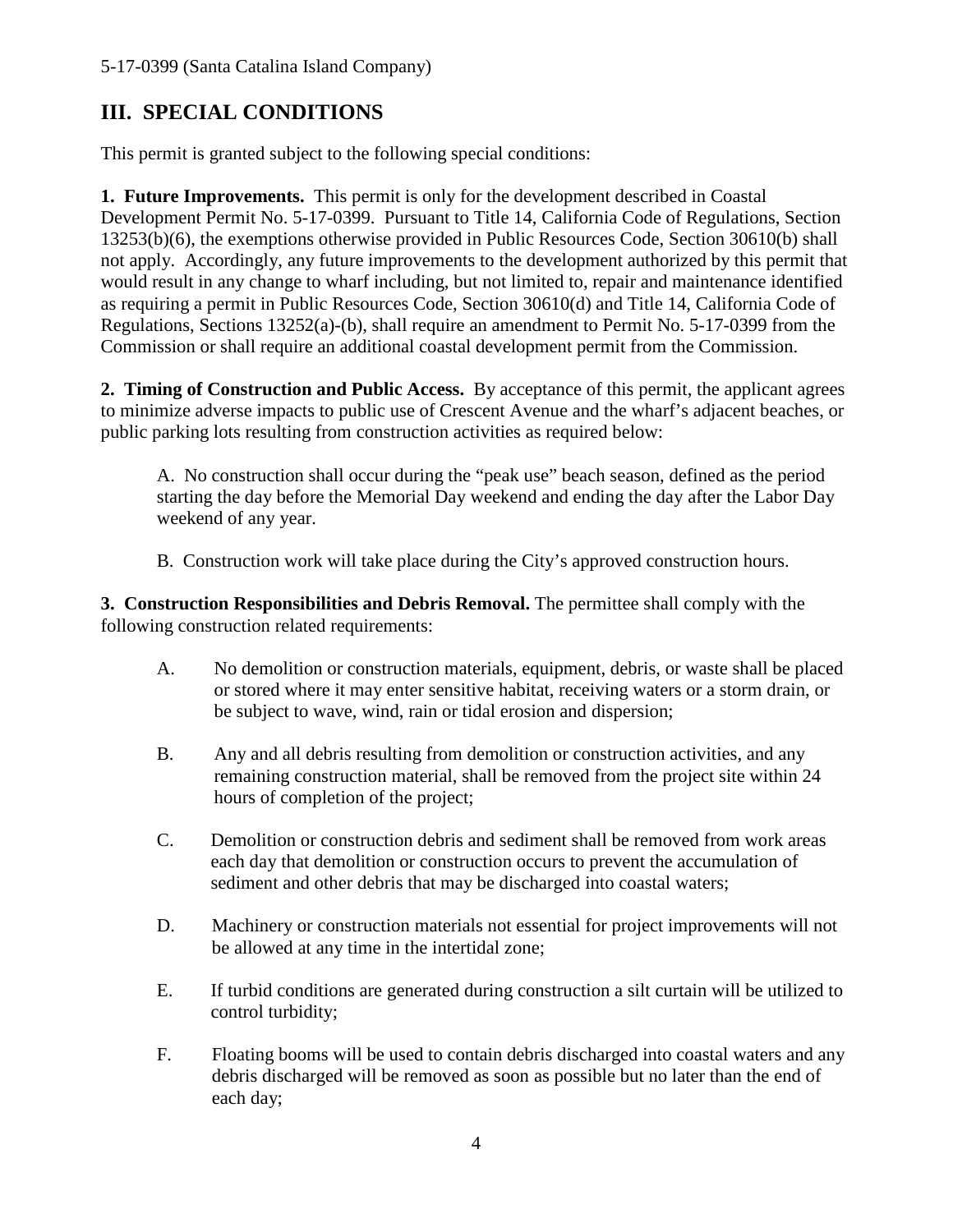## III. SPECIAL CONDITIONS

This permit is granted subject to the following special conditions:

**1. Future Improvements.** This permit is only for the development described in Coastal Development Permit No. 5-17-0399. Pursuant to Title 14, California Code of Regulations, Section 13253(b)(6), the exemptions otherwise provided in Public Resources Code, Section 30610(b) shall not apply. Accordingly, any future improvements to the development authorized by this permit that would result in any change to wharf including, but not limited to, repair and maintenance identified as requiring a permit in Public Resources Code, Section 30610(d) and Title 14, California Code of Regulations, Sections 13252(a)-(b), shall require an amendment to Permit No. 5-17-0399 from the Commission or shall require an additional coastal development permit from the Commission.

**2. Timing of Construction and Public Access.** By acceptance of this permit, the applicant agrees to minimize adverse impacts to public use of Crescent Avenue and the wharf's adjacent beaches, or public parking lots resulting from construction activities as required below:

A. No construction shall occur during the "peak use" beach season, defined as the period starting the day before the Memorial Day weekend and ending the day after the Labor Day weekend of any year.

B. Construction work will take place during the City's approved construction hours.

**3. Construction Responsibilities and Debris Removal.** The permittee shall comply with the following construction related requirements:

A. No demolition or construction materials, equipment, debris, or waste shall be placed or stored where it may enter sensitive habitat, receiving waters or a storm drain, or be subject to wave, wind, rain or tidal erosion and dispersion;

B. Any and all debris resulting from demolition or construction activities, and any remaining construction material, shall be removed from the project site within 24 hours of completion of the project;

C. Demolition or construction debris and sediment shall be removed from work areas each day that demolition or construction occurs to prevent the accumulation of sediment and other debris that may be discharged into coastal waters;

D. Machinery or construction materials not essential for project improvements will not be allowed at any time in the intertidal zone;

E. If turbid conditions are generated during construction a silt curtain will be utilized to control turbidity;

F. Floating booms will be used to contain debris discharged into coastal waters and any debris discharged will be removed as soon as possible but no later than the end of each day;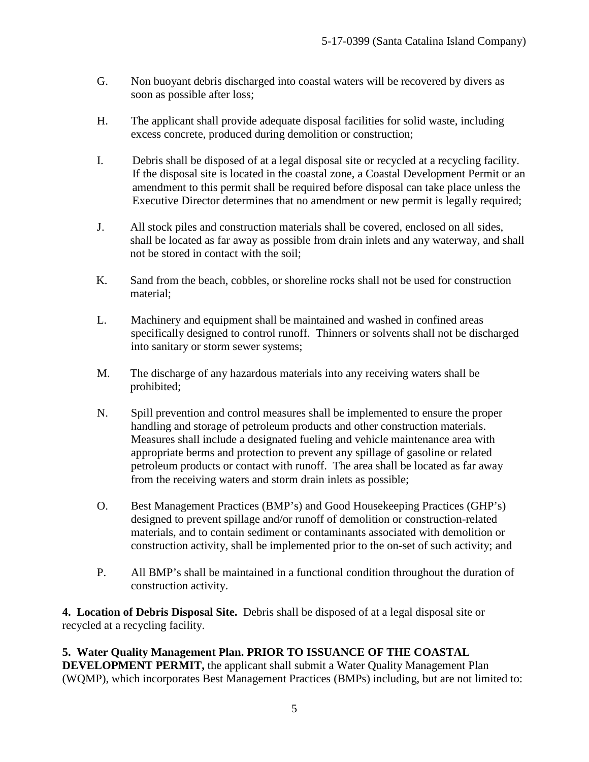G. Non buoyant debris discharged into coastal waters will be recovered by divers as soon as possible after loss;

H. The applicant shall provide adequate disposal facilities for solid waste, including excess concrete, produced during demolition or construction;

I. Debris shall be disposed of at a legal disposal site or recycled at a recycling facility. If the disposal site is located in the coastal zone, a Coastal Development Permit or an amendment to this permit shall be required before disposal can take place unless the Executive Director determines that no amendment or new permit is legally required;

J. All stock piles and construction materials shall be covered, enclosed on all sides, shall be located as far away as possible from drain inlets and any waterway, and shall not be stored in contact with the soil;

K. Sand from the beach, cobbles, or shoreline rocks shall not be used for construction material;

L. Machinery and equipment shall be maintained and washed in confined areas specifically designed to control runoff. Thinners or solvents shall not be discharged into sanitary or storm sewer systems;

M. The discharge of any hazardous materials into any receiving waters shall be prohibited;

N. Spill prevention and control measures shall be implemented to ensure the proper handling and storage of petroleum products and other construction materials. Measures shall include a designated fueling and vehicle maintenance area with appropriate berms and protection to prevent any spillage of gasoline or related petroleum products or contact with runoff. The area shall be located as far away from the receiving waters and storm drain inlets as possible;

O. Best Management Practices (BMP's) and Good Housekeeping Practices (GHP's) designed to prevent spillage and/or runoff of demolition or construction-related materials, and to contain sediment or contaminants associated with demolition or construction activity, shall be implemented prior to the on-set of such activity; and

P. All BMP's shall be maintained in a functional condition throughout the duration of construction activity.

**4. Location of Debris Disposal Site.** Debris shall be disposed of at a legal disposal site or recycled at a recycling facility.

**5. Water Quality Management Plan. PRIOR TO ISSUANCE OF THE COASTAL DEVELOPMENT PERMIT,** the applicant shall submit a Water Quality Management Plan (WQMP), which incorporates Best Management Practices (BMPs) including, but are not limited to: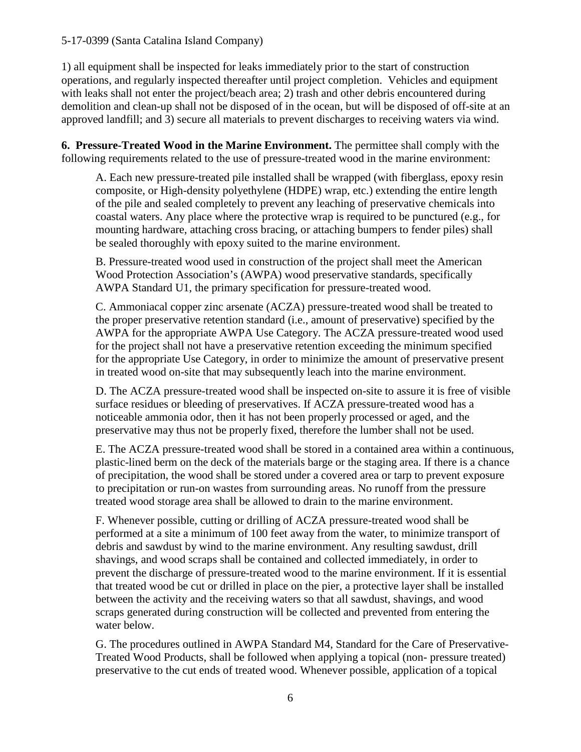1) all equipment shall be inspected for leaks immediately prior to the start of construction operations, and regularly inspected thereafter until project completion. Vehicles and equipment with leaks shall not enter the project/beach area; 2) trash and other debris encountered during demolition and clean-up shall not be disposed of in the ocean, but will be disposed of off-site at an approved landfill; and 3) secure all materials to prevent discharges to receiving waters via wind.

**6. Pressure-Treated Wood in the Marine Environment.** The permittee shall comply with the following requirements related to the use of pressure-treated wood in the marine environment:

A. Each new pressure-treated pile installed shall be wrapped (with fiberglass, epoxy resin composite, or High-density polyethylene (HDPE) wrap, etc.) extending the entire length of the pile and sealed completely to prevent any leaching of preservative chemicals into coastal waters. Any place where the protective wrap is required to be punctured (e.g., for mounting hardware, attaching cross bracing, or attaching bumpers to fender piles) shall be sealed thoroughly with epoxy suited to the marine environment.

B. Pressure-treated wood used in construction of the project shall meet the American Wood Protection Association's (AWPA) wood preservative standards, specifically AWPA Standard U1, the primary specification for pressure-treated wood.

C. Ammoniacal copper zinc arsenate (ACZA) pressure-treated wood shall be treated to the proper preservative retention standard (i.e., amount of preservative) specified by the AWPA for the appropriate AWPA Use Category. The ACZA pressure-treated wood used for the project shall not have a preservative retention exceeding the minimum specified for the appropriate Use Category, in order to minimize the amount of preservative present in treated wood on-site that may subsequently leach into the marine environment.

D. The ACZA pressure-treated wood shall be inspected on-site to assure it is free of visible surface residues or bleeding of preservatives. If ACZA pressure-treated wood has a noticeable ammonia odor, then it has not been properly processed or aged, and the preservative may thus not be properly fixed, therefore the lumber shall not be used.

E. The ACZA pressure-treated wood shall be stored in a contained area within a continuous, plastic-lined berm on the deck of the materials barge or the staging area. If there is a chance of precipitation, the wood shall be stored under a covered area or tarp to prevent exposure to precipitation or run-on wastes from surrounding areas. No runoff from the pressure treated wood storage area shall be allowed to drain to the marine environment.

F. Whenever possible, cutting or drilling of ACZA pressure-treated wood shall be performed at a site a minimum of 100 feet away from the water, to minimize transport of debris and sawdust by wind to the marine environment. Any resulting sawdust, drill shavings, and wood scraps shall be contained and collected immediately, in order to prevent the discharge of pressure-treated wood to the marine environment. If it is essential that treated wood be cut or drilled in place on the pier, a protective layer shall be installed between the activity and the receiving waters so that all sawdust, shavings, and wood scraps generated during construction will be collected and prevented from entering the water below.

G. The procedures outlined in AWPA Standard M4, Standard for the Care of Preservative-Treated Wood Products, shall be followed when applying a topical (non- pressure treated) preservative to the cut ends of treated wood. Whenever possible, application of a topical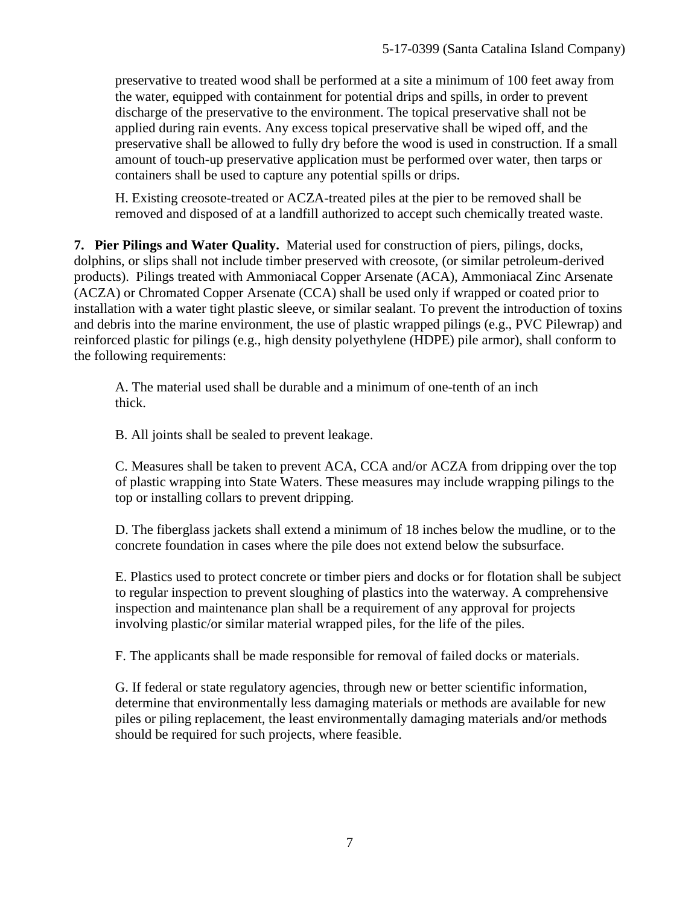preservative to treated wood shall be performed at a site a minimum of 100 feet away from the water, equipped with containment for potential drips and spills, in order to prevent discharge of the preservative to the environment. The topical preservative shall not be applied during rain events. Any excess topical preservative shall be wiped off, and the preservative shall be allowed to fully dry before the wood is used in construction. If a small amount of touch-up preservative application must be performed over water, then tarps or containers shall be used to capture any potential spills or drips.

H. Existing creosote-treated or ACZA-treated piles at the pier to be removed shall be removed and disposed of at a landfill authorized to accept such chemically treated waste.

**7. Pier Pilings and Water Quality.** Material used for construction of piers, pilings, docks, dolphins, or slips shall not include timber preserved with creosote, (or similar petroleum-derived products). Pilings treated with Ammoniacal Copper Arsenate (ACA), Ammoniacal Zinc Arsenate (ACZA) or Chromated Copper Arsenate (CCA) shall be used only if wrapped or coated prior to installation with a water tight plastic sleeve, or similar sealant. To prevent the introduction of toxins and debris into the marine environment, the use of plastic wrapped pilings (e.g., PVC Pilewrap) and reinforced plastic for pilings (e.g., high density polyethylene (HDPE) pile armor), shall conform to the following requirements:

A. The material used shall be durable and a minimum of one-tenth of an inch thick.

B. All joints shall be sealed to prevent leakage.

C. Measures shall be taken to prevent ACA, CCA and/or ACZA from dripping over the top of plastic wrapping into State Waters. These measures may include wrapping pilings to the top or installing collars to prevent dripping.

D. The fiberglass jackets shall extend a minimum of 18 inches below the mudline, or to the concrete foundation in cases where the pile does not extend below the subsurface.

E. Plastics used to protect concrete or timber piers and docks or for flotation shall be subject to regular inspection to prevent sloughing of plastics into the waterway. A comprehensive inspection and maintenance plan shall be a requirement of any approval for projects involving plastic/or similar material wrapped piles, for the life of the piles.

F. The applicants shall be made responsible for removal of failed docks or materials.

G. If federal or state regulatory agencies, through new or better scientific information, determine that environmentally less damaging materials or methods are available for new piles or piling replacement, the least environmentally damaging materials and/or methods should be required for such projects, where feasible.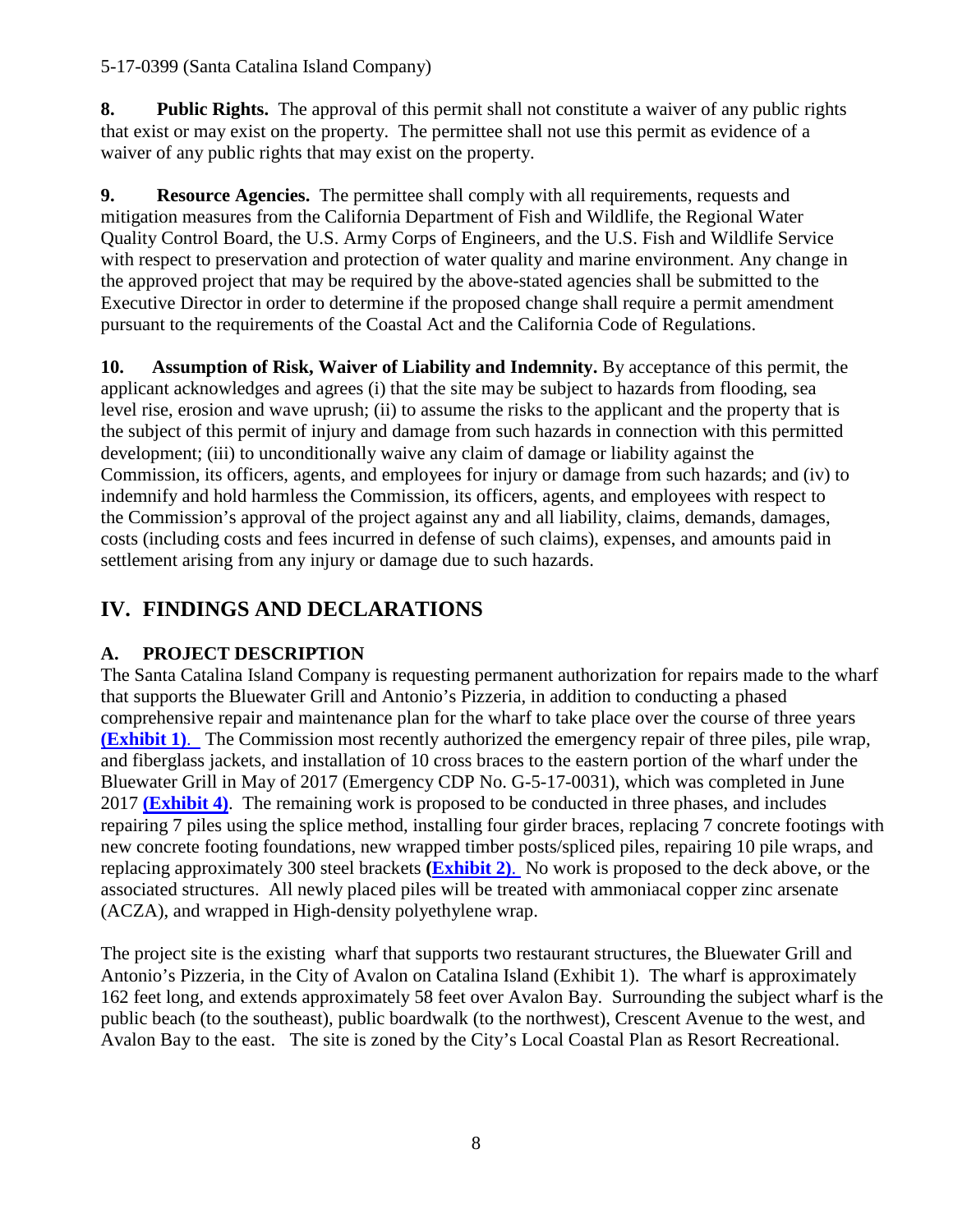**8. Public Rights.** The approval of this permit shall not constitute a waiver of any public rights that exist or may exist on the property. The permittee shall not use this permit as evidence of a waiver of any public rights that may exist on the property.

**9. Resource Agencies.** The permittee shall comply with all requirements, requests and mitigation measures from the California Department of Fish and Wildlife, the Regional Water Quality Control Board, the U.S. Army Corps of Engineers, and the U.S. Fish and Wildlife Service with respect to preservation and protection of water quality and marine environment. Any change in the approved project that may be required by the above-stated agencies shall be submitted to the Executive Director in order to determine if the proposed change shall require a permit amendment pursuant to the requirements of the Coastal Act and the California Code of Regulations.

**10. Assumption of Risk, Waiver of Liability and Indemnity.** By acceptance of this permit, the applicant acknowledges and agrees (i) that the site may be subject to hazards from flooding, sea level rise, erosion and wave uprush; (ii) to assume the risks to the applicant and the property that is the subject of this permit of injury and damage from such hazards in connection with this permitted development; (iii) to unconditionally waive any claim of damage or liability against the Commission, its officers, agents, and employees for injury or damage from such hazards; and (iv) to indemnify and hold harmless the Commission, its officers, agents, and employees with respect to the Commission's approval of the project against any and all liability, claims, demands, damages, costs (including costs and fees incurred in defense of such claims), expenses, and amounts paid in settlement arising from any injury or damage due to such hazards.

## IV. FINDINGS AND DECLARATIONS

### A. PROJECT DESCRIPTION

The Santa Catalina Island Company is requesting permanent authorization for repairs made to the wharf that supports the Bluewater Grill and Antonio's Pizzeria, in addition to conducting a phased comprehensive repair and maintenance plan for the wharf to take place over the course of three years **(Exhibit 1)**. The Commission most recently authorized the emergency repair of three piles, pile wrap, and fiberglass jackets, and installation of 10 cross braces to the eastern portion of the wharf under the Bluewater Grill in May of 2017 (Emergency CDP No. G-5-17-0031), which was completed in June 2017 **(Exhibit 4)**. The remaining work is proposed to be conducted in three phases, and includes repairing 7 piles using the splice method, installing four girder braces, replacing 7 concrete footings with new concrete footing foundations, new wrapped timber posts/spliced piles, repairing 10 pile wraps, and replacing approximately 300 steel brackets **(Exhibit 2)**. No work is proposed to the deck above, or the associated structures. All newly placed piles will be treated with ammoniacal copper zinc arsenate (ACZA), and wrapped in High-density polyethylene wrap.

The project site is the existing wharf that supports two restaurant structures, the Bluewater Grill and Antonio's Pizzeria, in the City of Avalon on Catalina Island (Exhibit 1). The wharf is approximately 162 feet long, and extends approximately 58 feet over Avalon Bay. Surrounding the subject wharf is the public beach (to the southeast), public boardwalk (to the northwest), Crescent Avenue to the west, and Avalon Bay to the east. The site is zoned by the City's Local Coastal Plan as Resort Recreational.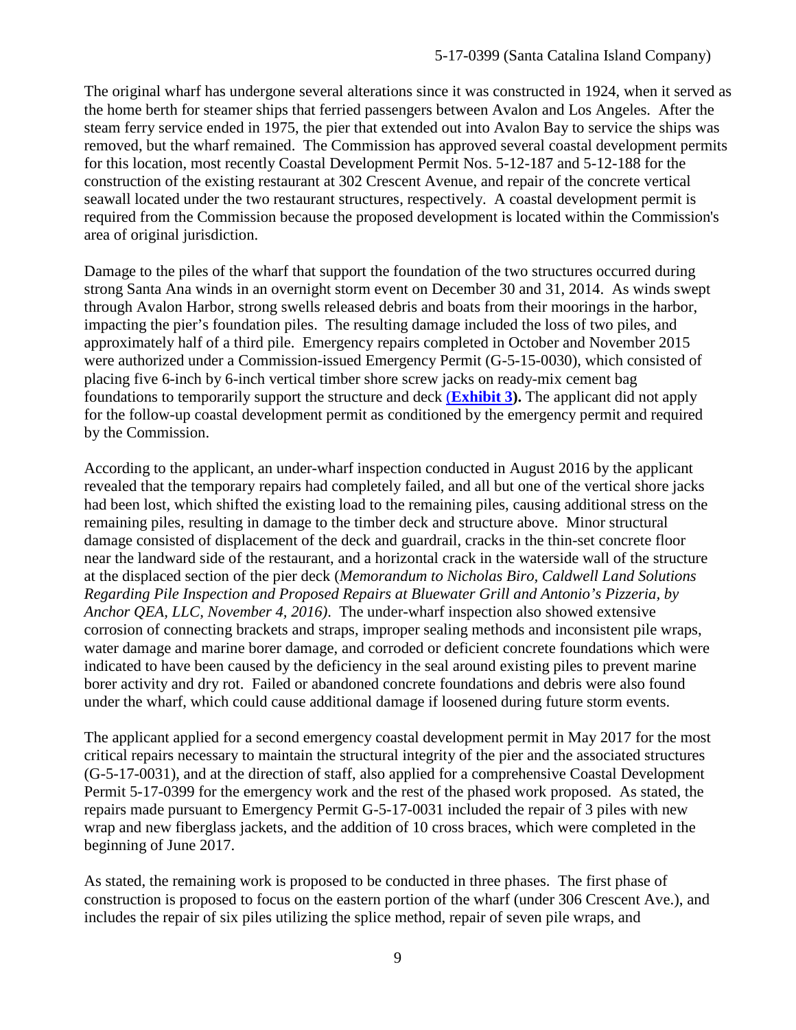The original wharf has undergone several alterations since it was constructed in 1924, when it served as the home berth for steamer ships that ferried passengers between Avalon and Los Angeles. After the steam ferry service ended in 1975, the pier that extended out into Avalon Bay to service the ships was removed, but the wharf remained. The Commission has approved several coastal development permits for this location, most recently Coastal Development Permit Nos. 5-12-187 and 5-12-188 for the construction of the existing restaurant at 302 Crescent Avenue, and repair of the concrete vertical seawall located under the two restaurant structures, respectively. A coastal development permit is required from the Commission because the proposed development is located within the Commission's area of original jurisdiction.

Damage to the piles of the wharf that support the foundation of the two structures occurred during strong Santa Ana winds in an overnight storm event on December 30 and 31, 2014. As winds swept through Avalon Harbor, strong swells released debris and boats from their moorings in the harbor, impacting the pier's foundation piles. The resulting damage included the loss of two piles, and approximately half of a third pile. Emergency repairs completed in October and November 2015 were authorized under a Commission-issued Emergency Permit (G-5-15-0030), which consisted of placing five 6-inch by 6-inch vertical timber shore screw jacks on ready-mix cement bag foundations to temporarily support the structure and deck **(Exhibit 3).** The applicant did not apply for the follow-up coastal development permit as conditioned by the emergency permit and required by the Commission.

According to the applicant, an under-wharf inspection conducted in August 2016 by the applicant revealed that the temporary repairs had completely failed, and all but one of the vertical shore jacks had been lost, which shifted the existing load to the remaining piles, causing additional stress on the remaining piles, resulting in damage to the timber deck and structure above. Minor structural damage consisted of displacement of the deck and guardrail, cracks in the thin-set concrete floor near the landward side of the restaurant, and a horizontal crack in the waterside wall of the structure at the displaced section of the pier deck (*Memorandum to Nicholas Biro, Caldwell Land Solutions Regarding Pile Inspection and Proposed Repairs at Bluewater Grill and Antonio's Pizzeria, by Anchor QEA, LLC, November 4, 2016)*. The under-wharf inspection also showed extensive corrosion of connecting brackets and straps, improper sealing methods and inconsistent pile wraps, water damage and marine borer damage, and corroded or deficient concrete foundations which were indicated to have been caused by the deficiency in the seal around existing piles to prevent marine borer activity and dry rot. Failed or abandoned concrete foundations and debris were also found under the wharf, which could cause additional damage if loosened during future storm events.

The applicant applied for a second emergency coastal development permit in May 2017 for the most critical repairs necessary to maintain the structural integrity of the pier and the associated structures (G-5-17-0031), and at the direction of staff, also applied for a comprehensive Coastal Development Permit 5-17-0399 for the emergency work and the rest of the phased work proposed. As stated, the repairs made pursuant to Emergency Permit G-5-17-0031 included the repair of 3 piles with new wrap and new fiberglass jackets, and the addition of 10 cross braces, which were completed in the beginning of June 2017.

As stated, the remaining work is proposed to be conducted in three phases. The first phase of construction is proposed to focus on the eastern portion of the wharf (under 306 Crescent Ave.), and includes the repair of six piles utilizing the splice method, repair of seven pile wraps, and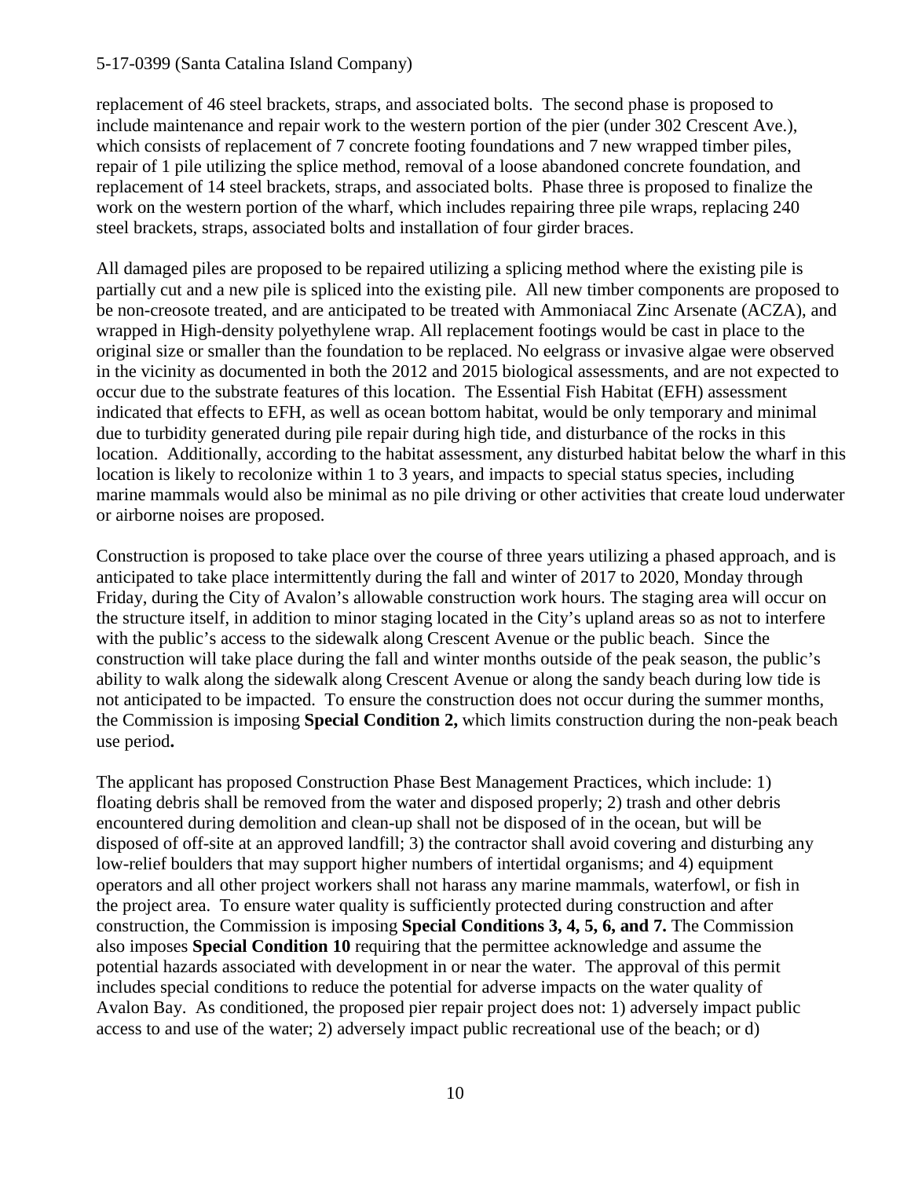replacement of 46 steel brackets, straps, and associated bolts. The second phase is proposed to include maintenance and repair work to the western portion of the pier (under 302 Crescent Ave.), which consists of replacement of 7 concrete footing foundations and 7 new wrapped timber piles, repair of 1 pile utilizing the splice method, removal of a loose abandoned concrete foundation, and replacement of 14 steel brackets, straps, and associated bolts. Phase three is proposed to finalize the work on the western portion of the wharf, which includes repairing three pile wraps, replacing 240 steel brackets, straps, associated bolts and installation of four girder braces.

All damaged piles are proposed to be repaired utilizing a splicing method where the existing pile is partially cut and a new pile is spliced into the existing pile. All new timber components are proposed to be non-creosote treated, and are anticipated to be treated with Ammoniacal Zinc Arsenate (ACZA), and wrapped in High-density polyethylene wrap. All replacement footings would be cast in place to the original size or smaller than the foundation to be replaced. No eelgrass or invasive algae were observed in the vicinity as documented in both the 2012 and 2015 biological assessments, and are not expected to occur due to the substrate features of this location. The Essential Fish Habitat (EFH) assessment indicated that effects to EFH, as well as ocean bottom habitat, would be only temporary and minimal due to turbidity generated during pile repair during high tide, and disturbance of the rocks in this location. Additionally, according to the habitat assessment, any disturbed habitat below the wharf in this location is likely to recolonize within 1 to 3 years, and impacts to special status species, including marine mammals would also be minimal as no pile driving or other activities that create loud underwater or airborne noises are proposed.

Construction is proposed to take place over the course of three years utilizing a phased approach, and is anticipated to take place intermittently during the fall and winter of 2017 to 2020, Monday through Friday, during the City of Avalon's allowable construction work hours. The staging area will occur on the structure itself, in addition to minor staging located in the City's upland areas so as not to interfere with the public's access to the sidewalk along Crescent Avenue or the public beach. Since the construction will take place during the fall and winter months outside of the peak season, the public's ability to walk along the sidewalk along Crescent Avenue or along the sandy beach during low tide is not anticipated to be impacted. To ensure the construction does not occur during the summer months, the Commission is imposing **Special Condition 2,** which limits construction during the non-peak beach use period**.**

The applicant has proposed Construction Phase Best Management Practices, which include: 1) floating debris shall be removed from the water and disposed properly; 2) trash and other debris encountered during demolition and clean-up shall not be disposed of in the ocean, but will be disposed of off-site at an approved landfill; 3) the contractor shall avoid covering and disturbing any low-relief boulders that may support higher numbers of intertidal organisms; and 4) equipment operators and all other project workers shall not harass any marine mammals, waterfowl, or fish in the project area. To ensure water quality is sufficiently protected during construction and after construction, the Commission is imposing **Special Conditions 3, 4, 5, 6, and 7.** The Commission also imposes **Special Condition 10** requiring that the permittee acknowledge and assume the potential hazards associated with development in or near the water. The approval of this permit includes special conditions to reduce the potential for adverse impacts on the water quality of Avalon Bay. As conditioned, the proposed pier repair project does not: 1) adversely impact public access to and use of the water; 2) adversely impact public recreational use of the beach; or d)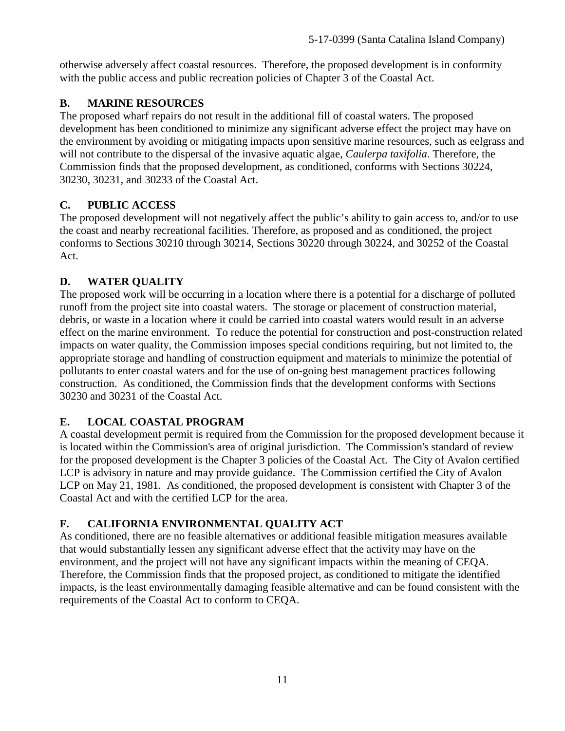otherwise adversely affect coastal resources. Therefore, the proposed development is in conformity with the public access and public recreation policies of Chapter 3 of the Coastal Act.

## B. MARINE RESOURCES

The proposed wharf repairs do not result in the additional fill of coastal waters. The proposed development has been conditioned to minimize any significant adverse effect the project may have on the environment by avoiding or mitigating impacts upon sensitive marine resources, such as eelgrass and will not contribute to the dispersal of the invasive aquatic algae, *Caulerpa taxifolia*. Therefore, the Commission finds that the proposed development, as conditioned, conforms with Sections 30224, 30230, 30231, and 30233 of the Coastal Act.

## C. PUBLIC ACCESS

The proposed development will not negatively affect the public's ability to gain access to, and/or to use the coast and nearby recreational facilities. Therefore, as proposed and as conditioned, the project conforms to Sections 30210 through 30214, Sections 30220 through 30224, and 30252 of the Coastal Act.

## D. WATER QUALITY

The proposed work will be occurring in a location where there is a potential for a discharge of polluted runoff from the project site into coastal waters. The storage or placement of construction material, debris, or waste in a location where it could be carried into coastal waters would result in an adverse effect on the marine environment. To reduce the potential for construction and post-construction related impacts on water quality, the Commission imposes special conditions requiring, but not limited to, the appropriate storage and handling of construction equipment and materials to minimize the potential of pollutants to enter coastal waters and for the use of on-going best management practices following construction. As conditioned, the Commission finds that the development conforms with Sections 30230 and 30231 of the Coastal Act.

## E. LOCAL COASTAL PROGRAM

A coastal development permit is required from the Commission for the proposed development because it is located within the Commission's area of original jurisdiction. The Commission's standard of review for the proposed development is the Chapter 3 policies of the Coastal Act. The City of Avalon certified LCP is advisory in nature and may provide guidance. The Commission certified the City of Avalon LCP on May 21, 1981. As conditioned, the proposed development is consistent with Chapter 3 of the Coastal Act and with the certified LCP for the area.

## F. CALIFORNIA ENVIRONMENTAL QUALITY ACT

As conditioned, there are no feasible alternatives or additional feasible mitigation measures available that would substantially lessen any significant adverse effect that the activity may have on the environment, and the project will not have any significant impacts within the meaning of CEQA. Therefore, the Commission finds that the proposed project, as conditioned to mitigate the identified impacts, is the least environmentally damaging feasible alternative and can be found consistent with the requirements of the Coastal Act to conform to CEQA.